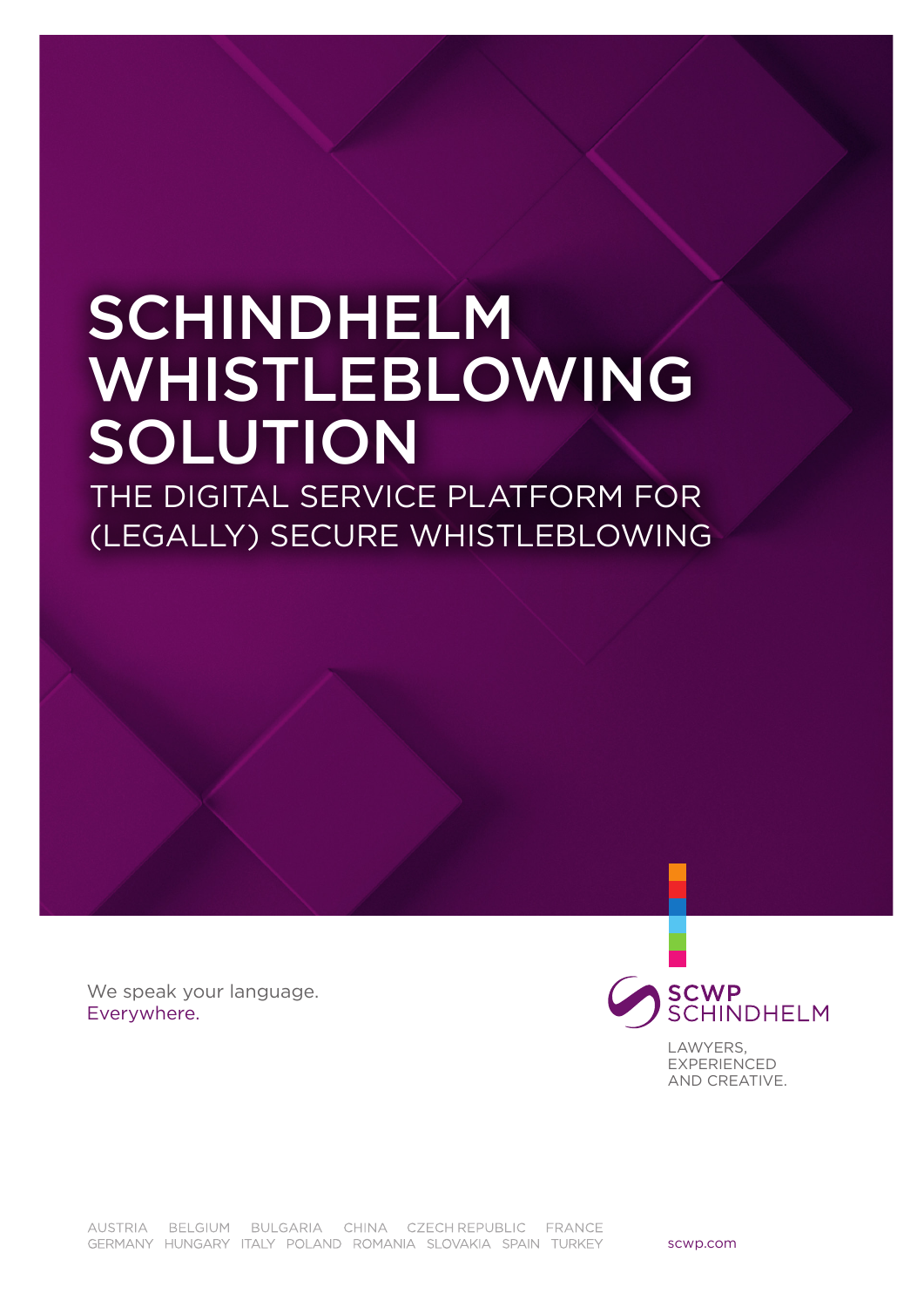# SCHINDHELM WHISTLEBLOWING SOLUTION

## THE DIGITAL SERVICE PLATFORM FOR (LEGALLY) SECURE WHISTLEBLOWING

We speak your language.
Everywhere.

SCWP SCHINDHELM

LAWYERS, EXPERIENCED AND CREATIVE.

AUSTRIA BELGIUM BULGARIA CHINA CZECH REPUBLIC FRANCE GERMANY HUNGARY ITALY POLAND ROMANIA SLOVAKIA SPAIN TURKEY

scwp.com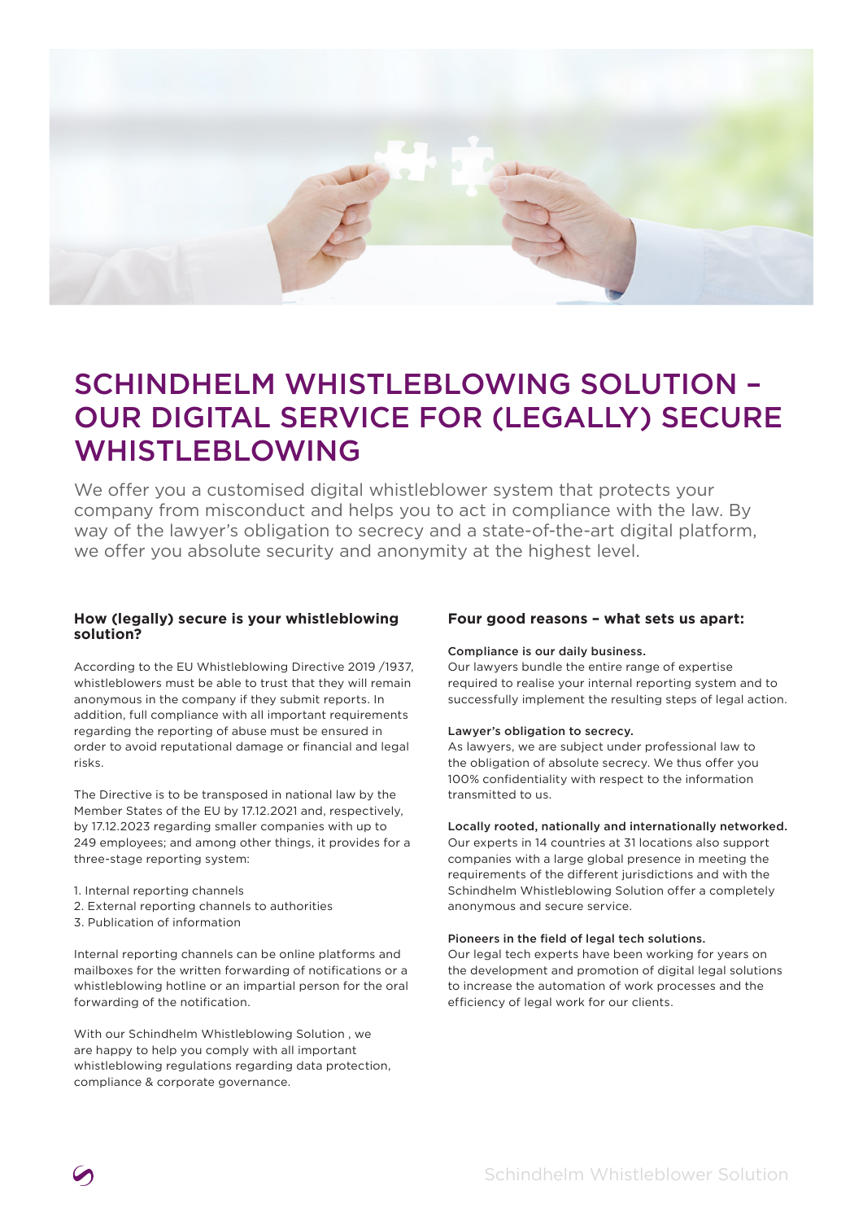# SCHINDHELM WHISTLEBLOWING SOLUTION – OUR DIGITAL SERVICE FOR (LEGALLY) SECURE WHISTLEBLOWING

We offer you a customised digital whistleblower system that protects your company from misconduct and helps you to act in compliance with the law. By way of the lawyer's obligation to secrecy and a state-of-the-art digital platform, we offer you absolute security and anonymity at the highest level.

### How (legally) secure is your whistleblowing solution?

According to the EU Whistleblowing Directive 2019 /1937, whistleblowers must be able to trust that they will remain anonymous in the company if they submit reports. In addition, full compliance with all important requirements regarding the reporting of abuse must be ensured in order to avoid reputational damage or financial and legal risks.

The Directive is to be transposed in national law by the Member States of the EU by 17.12.2021 and, respectively, by 17.12.2023 regarding smaller companies with up to 249 employees; and among other things, it provides for a three-stage reporting system:

1. Internal reporting channels
2. External reporting channels to authorities
3. Publication of information

Internal reporting channels can be online platforms and mailboxes for the written forwarding of notifications or a whistleblowing hotline or an impartial person for the oral forwarding of the notification.

With our Schindhelm Whistleblowing Solution , we are happy to help you comply with all important whistleblowing regulations regarding data protection, compliance & corporate governance.

### Four good reasons – what sets us apart:

**Compliance is our daily business.**
Our lawyers bundle the entire range of expertise required to realise your internal reporting system and to successfully implement the resulting steps of legal action.

**Lawyer's obligation to secrecy.**
As lawyers, we are subject under professional law to the obligation of absolute secrecy. We thus offer you 100% confidentiality with respect to the information transmitted to us.

**Locally rooted, nationally and internationally networked.**
Our experts in 14 countries at 31 locations also support companies with a large global presence in meeting the requirements of the different jurisdictions and with the Schindhelm Whistleblowing Solution offer a completely anonymous and secure service.

**Pioneers in the field of legal tech solutions.**
Our legal tech experts have been working for years on the development and promotion of digital legal solutions to increase the automation of work processes and the efficiency of legal work for our clients.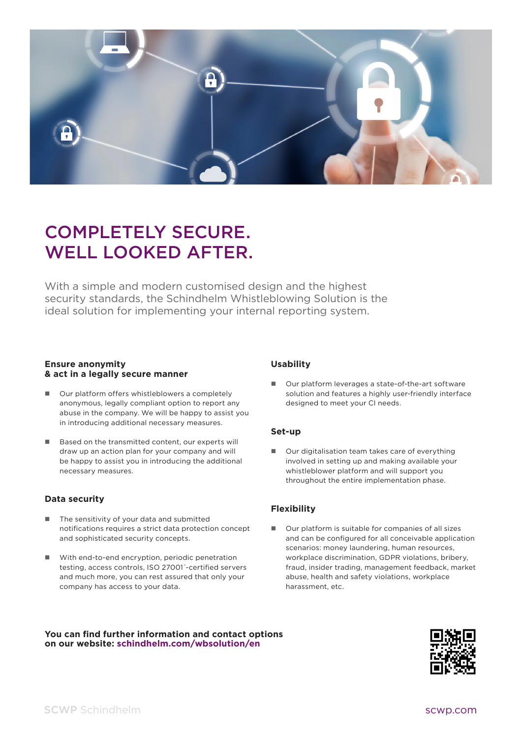# COMPLETELY SECURE. WELL LOOKED AFTER.

With a simple and modern customised design and the highest security standards, the Schindhelm Whistleblowing Solution is the ideal solution for implementing your internal reporting system.

### Ensure anonymity & act in a legally secure manner

- Our platform offers whistleblowers a completely anonymous, legally compliant option to report any abuse in the company. We will be happy to assist you in introducing additional necessary measures.
- Based on the transmitted content, our experts will draw up an action plan for your company and will be happy to assist you in introducing the additional necessary measures.

### Data security

- The sensitivity of your data and submitted notifications requires a strict data protection concept and sophisticated security concepts.
- With end-to-end encryption, periodic penetration testing, access controls, ISO 27001´-certified servers and much more, you can rest assured that only your company has access to your data.

### Usability

- Our platform leverages a state-of-the-art software solution and features a highly user-friendly interface designed to meet your CI needs.

### Set-up

- Our digitalisation team takes care of everything involved in setting up and making available your whistleblower platform and will support you throughout the entire implementation phase.

### Flexibility

- Our platform is suitable for companies of all sizes and can be configured for all conceivable application scenarios: money laundering, human resources, workplace discrimination, GDPR violations, bribery, fraud, insider trading, management feedback, market abuse, health and safety violations, workplace harassment, etc.

**You can find further information and contact options on our website: schindhelm.com/wbsolution/en**

**SCWP** Schindhelm

scwp.com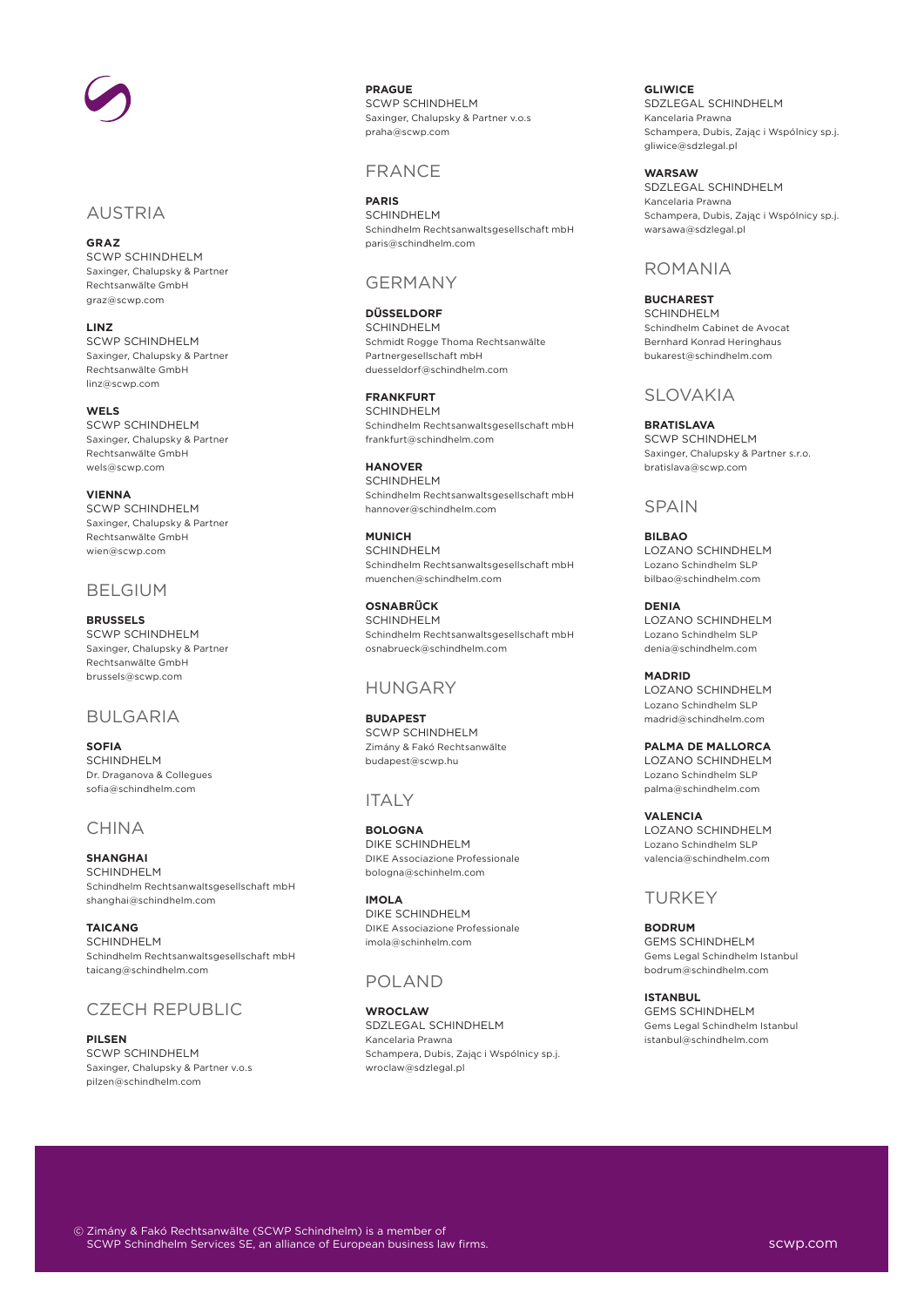## AUSTRIA

**GRAZ**
SCWP SCHINDHELM
Saxinger, Chalupsky & Partner
Rechtsanwälte GmbH
graz@scwp.com

**LINZ**
SCWP SCHINDHELM
Saxinger, Chalupsky & Partner
Rechtsanwälte GmbH
linz@scwp.com

**WELS**
SCWP SCHINDHELM
Saxinger, Chalupsky & Partner
Rechtsanwälte GmbH
wels@scwp.com

**VIENNA**
SCWP SCHINDHELM
Saxinger, Chalupsky & Partner
Rechtsanwälte GmbH
wien@scwp.com

## BELGIUM

**BRUSSELS**
SCWP SCHINDHELM
Saxinger, Chalupsky & Partner
Rechtsanwälte GmbH
brussels@scwp.com

## BULGARIA

**SOFIA**
SCHINDHELM
Dr. Draganova & Collegues
sofia@schindhelm.com

## CHINA

**SHANGHAI**
SCHINDHELM
Schindhelm Rechtsanwaltsgesellschaft mbH
shanghai@schindhelm.com

**TAICANG**
SCHINDHELM
Schindhelm Rechtsanwaltsgesellschaft mbH
taicang@schindhelm.com

## CZECH REPUBLIC

**PILSEN**
SCWP SCHINDHELM
Saxinger, Chalupsky & Partner v.o.s
pilzen@schindhelm.com

**PRAGUE**
SCWP SCHINDHELM
Saxinger, Chalupsky & Partner v.o.s
praha@scwp.com

## FRANCE

**PARIS**
SCHINDHELM
Schindhelm Rechtsanwaltsgesellschaft mbH
paris@schindhelm.com

## GERMANY

**DÜSSELDORF**
SCHINDHELM
Schmidt Rogge Thoma Rechtsanwälte
Partnergesellschaft mbH
duesseldorf@schindhelm.com

**FRANKFURT**
SCHINDHELM
Schindhelm Rechtsanwaltsgesellschaft mbH
frankfurt@schindhelm.com

**HANOVER**
SCHINDHELM
Schindhelm Rechtsanwaltsgesellschaft mbH
hannover@schindhelm.com

**MUNICH**
SCHINDHELM
Schindhelm Rechtsanwaltsgesellschaft mbH
muenchen@schindhelm.com

**OSNABRÜCK**
SCHINDHELM
Schindhelm Rechtsanwaltsgesellschaft mbH
osnabrueck@schindhelm.com

## HUNGARY

**BUDAPEST**
SCWP SCHINDHELM
Zimány & Fakó Rechtsanwälte
budapest@scwp.hu

## ITALY

**BOLOGNA**
DIKE SCHINDHELM
DIKE Associazione Professionale
bologna@schinhelm.com

**IMOLA**
DIKE SCHINDHELM
DIKE Associazione Professionale
imola@schinhelm.com

## POLAND

**WROCLAW**
SDZLEGAL SCHINDHELM
Kancelaria Prawna
Schampera, Dubis, Zając i Wspólnicy sp.j.
wroclaw@sdzlegal.pl

**GLIWICE**
SDZLEGAL SCHINDHELM
Kancelaria Prawna
Schampera, Dubis, Zając i Wspólnicy sp.j.
gliwice@sdzlegal.pl

**WARSAW**
SDZLEGAL SCHINDHELM
Kancelaria Prawna
Schampera, Dubis, Zając i Wspólnicy sp.j.
warsawa@sdzlegal.pl

## ROMANIA

**BUCHAREST**
SCHINDHELM
Schindhelm Cabinet de Avocat
Bernhard Konrad Heringhaus
bukarest@schindhelm.com

## SLOVAKIA

**BRATISLAVA**
SCWP SCHINDHELM
Saxinger, Chalupsky & Partner s.r.o.
bratislava@scwp.com

## SPAIN

**BILBAO**
LOZANO SCHINDHELM
Lozano Schindhelm SLP
bilbao@schindhelm.com

**DENIA**
LOZANO SCHINDHELM
Lozano Schindhelm SLP
denia@schindhelm.com

**MADRID**
LOZANO SCHINDHELM
Lozano Schindhelm SLP
madrid@schindhelm.com

**PALMA DE MALLORCA**
LOZANO SCHINDHELM
Lozano Schindhelm SLP
palma@schindhelm.com

**VALENCIA**
LOZANO SCHINDHELM
Lozano Schindhelm SLP
valencia@schindhelm.com

## TURKEY

**BODRUM**
GEMS SCHINDHELM
Gems Legal Schindhelm Istanbul
bodrum@schindhelm.com

**ISTANBUL**
GEMS SCHINDHELM
Gems Legal Schindhelm Istanbul
istanbul@schindhelm.com

© Zimány & Fakó Rechtsanwälte (SCWP Schindhelm) is a member of
SCWP Schindhelm Services SE, an alliance of European business law firms.

scwp.com